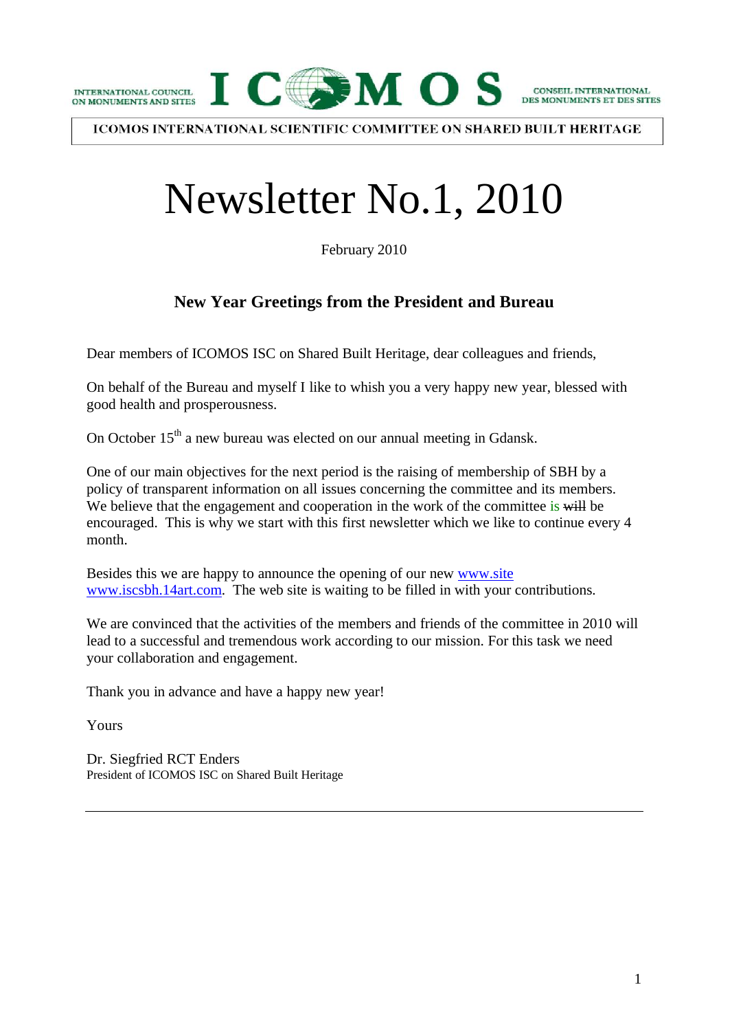INTERNATIONAL COUNCIL ON MONUMENTS AND SITES **ICOMOS** CONSEIL INTERNATIONAL DES MONUMENTS ET DES SITES

ICOMOS INTERNATIONAL SCIENTIFIC COMMITTEE ON SHARED BUILT HERITAGE

# Newsletter No.1, 2010

February 2010

## New Year Greetings from the President and Bureau

Dear members of ICOMOS ISC on Shared Built Heritage, dear colleagues and friends,

On behalf of the Bureau and myself I like to whish you a very happy new year, blessed with good health and prosperousness.

On October 15th a new bureau was elected on our annual meeting in Gdansk.

One of our main objectives for the next period is the raising of membership of SBH by a policy of transparent information on all issues concerning the committee and its members. We believe that the engagement and cooperation in the work of the committee is ~~will~~ be encouraged. This is why we start with this first newsletter which we like to continue every 4 month.

Besides this we are happy to announce the opening of our new www.site www.iscsbh.14art.com. The web site is waiting to be filled in with your contributions.

We are convinced that the activities of the members and friends of the committee in 2010 will lead to a successful and tremendous work according to our mission. For this task we need your collaboration and engagement.

Thank you in advance and have a happy new year!

Yours

Dr. Siegfried RCT Enders
President of ICOMOS ISC on Shared Built Heritage

---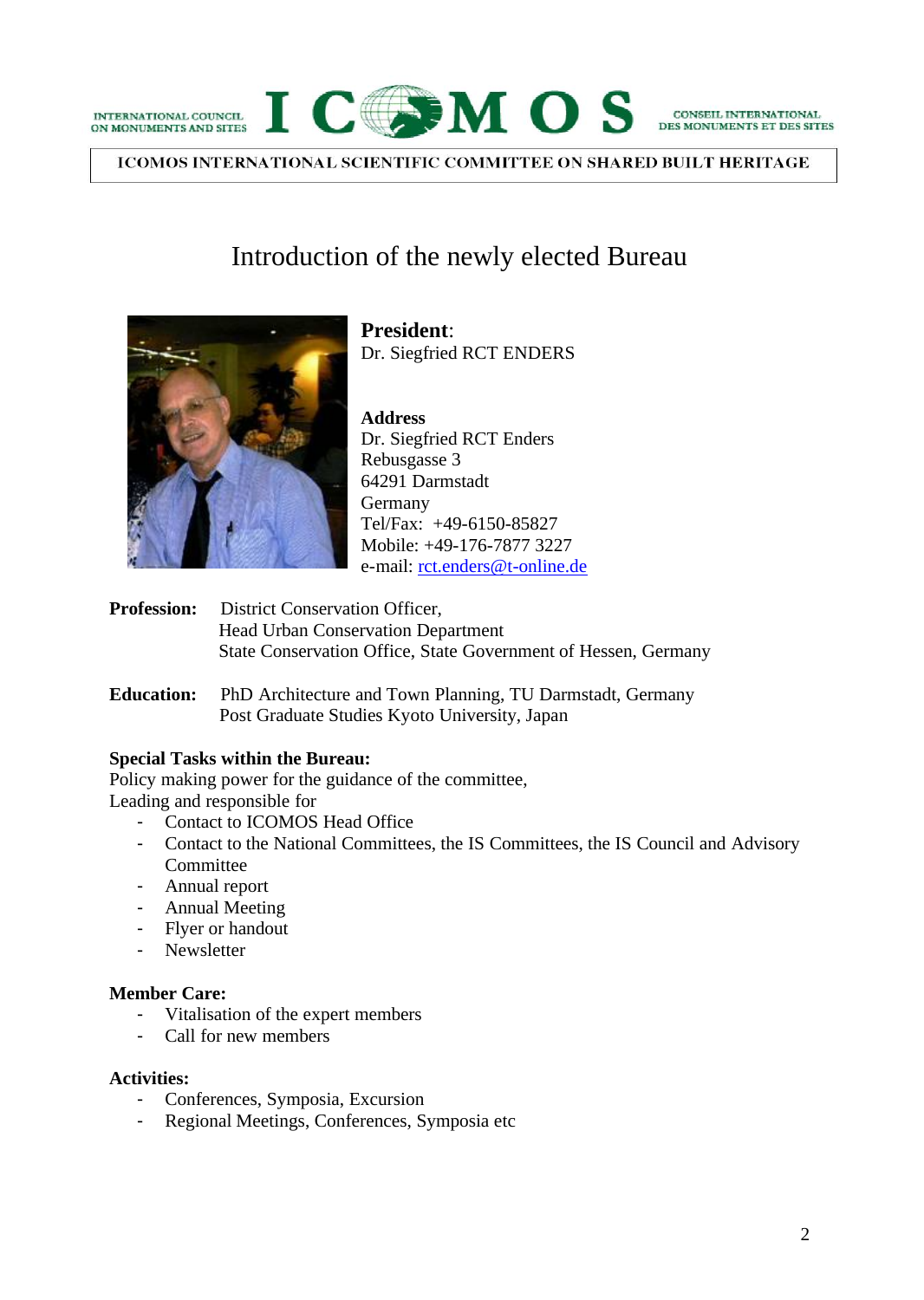INTERNATIONAL COUNCIL ON MONUMENTS AND SITES **ICOMOS** CONSEIL INTERNATIONAL DES MONUMENTS ET DES SITES

ICOMOS INTERNATIONAL SCIENTIFIC COMMITTEE ON SHARED BUILT HERITAGE

# Introduction of the newly elected Bureau

**President**:
Dr. Siegfried RCT ENDERS

**Address**
Dr. Siegfried RCT Enders
Rebusgasse 3
64291 Darmstadt
Germany
Tel/Fax: +49-6150-85827
Mobile: +49-176-7877 3227
e-mail: rct.enders@t-online.de

**Profession:** District Conservation Officer,
Head Urban Conservation Department
State Conservation Office, State Government of Hessen, Germany

**Education:** PhD Architecture and Town Planning, TU Darmstadt, Germany
Post Graduate Studies Kyoto University, Japan

**Special Tasks within the Bureau:**
Policy making power for the guidance of the committee,
Leading and responsible for

- Contact to ICOMOS Head Office
- Contact to the National Committees, the IS Committees, the IS Council and Advisory Committee
- Annual report
- Annual Meeting
- Flyer or handout
- Newsletter

**Member Care:**

- Vitalisation of the expert members
- Call for new members

**Activities:**

- Conferences, Symposia, Excursion
- Regional Meetings, Conferences, Symposia etc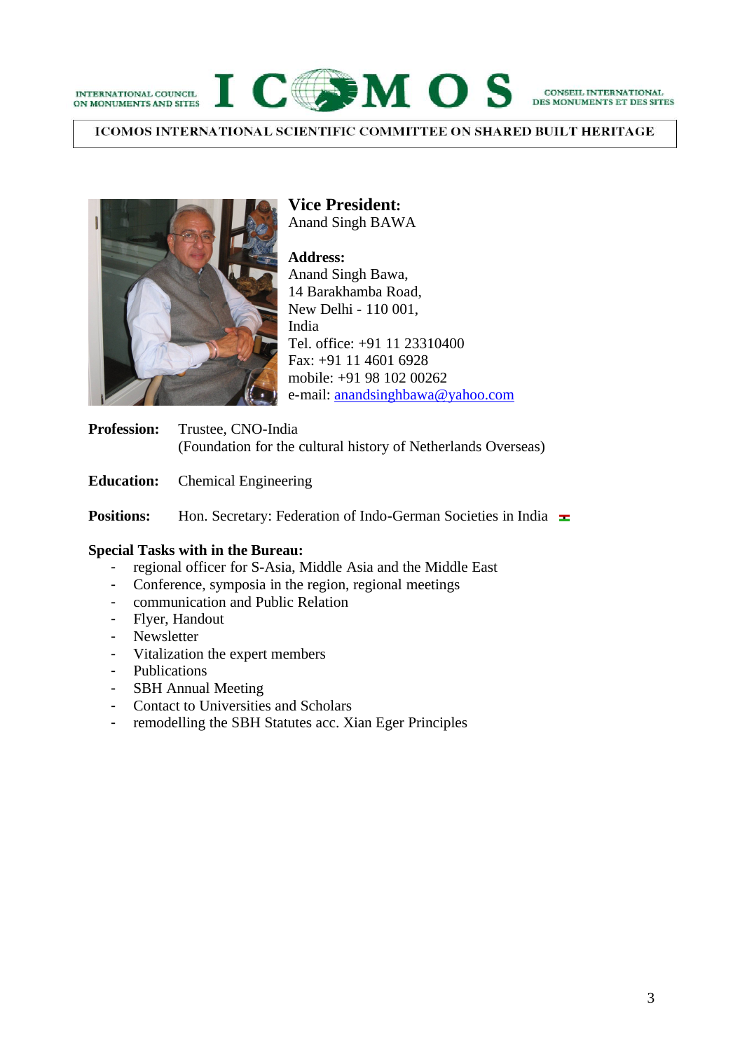INTERNATIONAL COUNCIL ON MONUMENTS AND SITES **ICOMOS** CONSEIL INTERNATIONAL DES MONUMENTS ET DES SITES

ICOMOS INTERNATIONAL SCIENTIFIC COMMITTEE ON SHARED BUILT HERITAGE

**Vice President:**
Anand Singh BAWA

**Address:**
Anand Singh Bawa,
14 Barakhamba Road,
New Delhi - 110 001,
India
Tel. office: +91 11 23310400
Fax: +91 11 4601 6928
mobile: +91 98 102 00262
e-mail: anandsinghbawa@yahoo.com

**Profession:** Trustee, CNO-India
(Foundation for the cultural history of Netherlands Overseas)

**Education:** Chemical Engineering

**Positions:** Hon. Secretary: Federation of Indo-German Societies in India

**Special Tasks with in the Bureau:**

- regional officer for S-Asia, Middle Asia and the Middle East
- Conference, symposia in the region, regional meetings
- communication and Public Relation
- Flyer, Handout
- Newsletter
- Vitalization the expert members
- Publications
- SBH Annual Meeting
- Contact to Universities and Scholars
- remodelling the SBH Statutes acc. Xian Eger Principles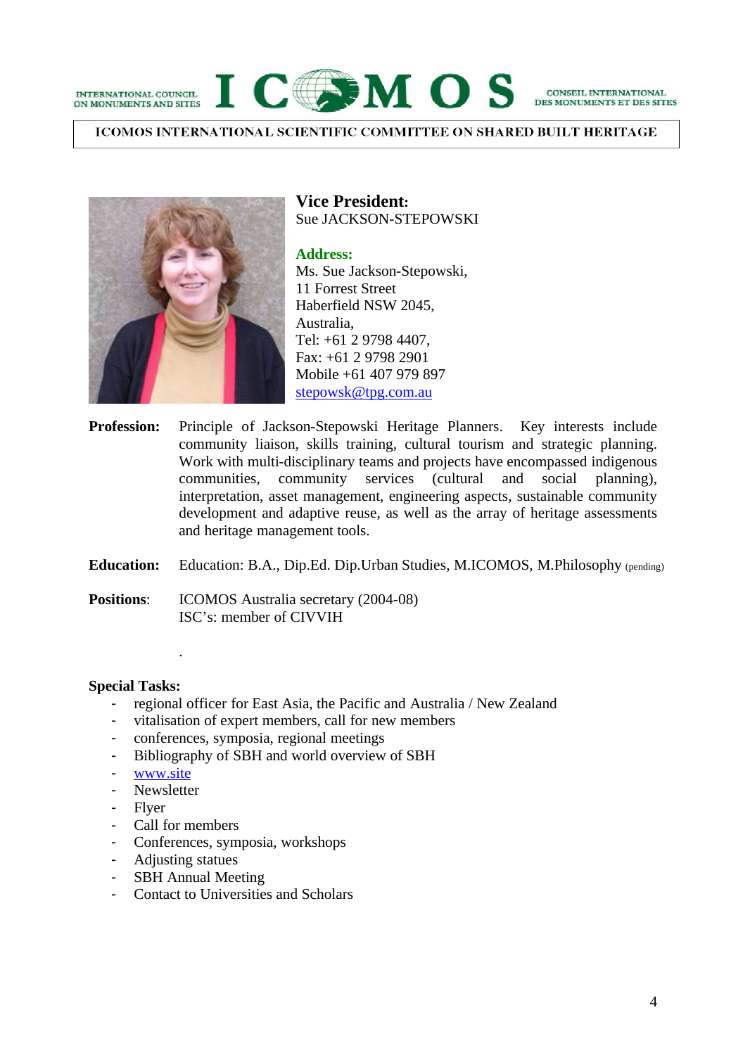INTERNATIONAL COUNCIL ON MONUMENTS AND SITES **ICOMOS** CONSEIL INTERNATIONAL DES MONUMENTS ET DES SITES

**ICOMOS INTERNATIONAL SCIENTIFIC COMMITTEE ON SHARED BUILT HERITAGE**

## Vice President:

Sue JACKSON-STEPOWSKI

**Address:**
Ms. Sue Jackson-Stepowski,
11 Forrest Street
Haberfield NSW 2045,
Australia,
Tel: +61 2 9798 4407,
Fax: +61 2 9798 2901
Mobile +61 407 979 897
stepowsk@tpg.com.au

**Profession:** Principle of Jackson-Stepowski Heritage Planners. Key interests include community liaison, skills training, cultural tourism and strategic planning. Work with multi-disciplinary teams and projects have encompassed indigenous communities, community services (cultural and social planning), interpretation, asset management, engineering aspects, sustainable community development and adaptive reuse, as well as the array of heritage assessments and heritage management tools.

**Education:** Education: B.A., Dip.Ed. Dip.Urban Studies, M.ICOMOS, M.Philosophy (pending)

**Positions**: ICOMOS Australia secretary (2004-08)
ISC's: member of CIVVIH

.

**Special Tasks:**

- regional officer for East Asia, the Pacific and Australia / New Zealand
- vitalisation of expert members, call for new members
- conferences, symposia, regional meetings
- Bibliography of SBH and world overview of SBH
- www.site
- Newsletter
- Flyer
- Call for members
- Conferences, symposia, workshops
- Adjusting statues
- SBH Annual Meeting
- Contact to Universities and Scholars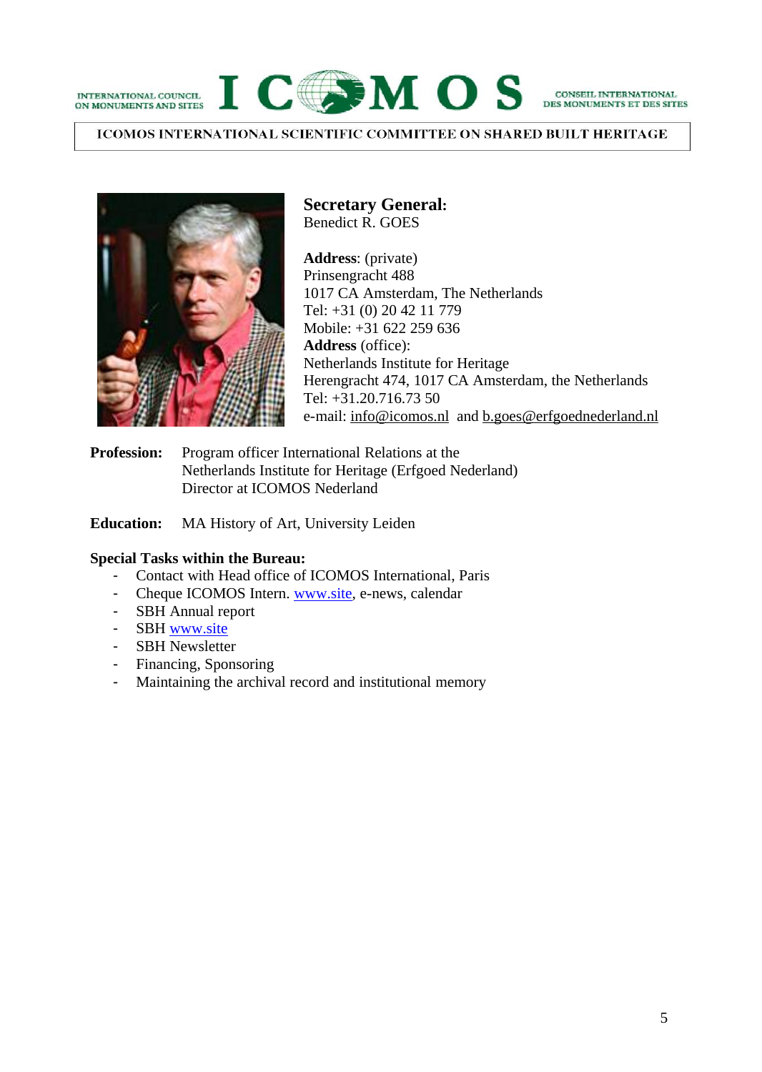INTERNATIONAL COUNCIL ON MONUMENTS AND SITES **ICOMOS** CONSEIL INTERNATIONAL DES MONUMENTS ET DES SITES

ICOMOS INTERNATIONAL SCIENTIFIC COMMITTEE ON SHARED BUILT HERITAGE

**Secretary General:**
Benedict R. GOES

**Address**: (private)
Prinsengracht 488
1017 CA Amsterdam, The Netherlands
Tel: +31 (0) 20 42 11 779
Mobile: +31 622 259 636
**Address** (office):
Netherlands Institute for Heritage
Herengracht 474, 1017 CA Amsterdam, the Netherlands
Tel: +31.20.716.73 50
e-mail: info@icomos.nl and b.goes@erfgoednederland.nl

**Profession:** Program officer International Relations at the Netherlands Institute for Heritage (Erfgoed Nederland)
Director at ICOMOS Nederland

**Education:** MA History of Art, University Leiden

**Special Tasks within the Bureau:**

- Contact with Head office of ICOMOS International, Paris
- Cheque ICOMOS Intern. www.site, e-news, calendar
- SBH Annual report
- SBH www.site
- SBH Newsletter
- Financing, Sponsoring
- Maintaining the archival record and institutional memory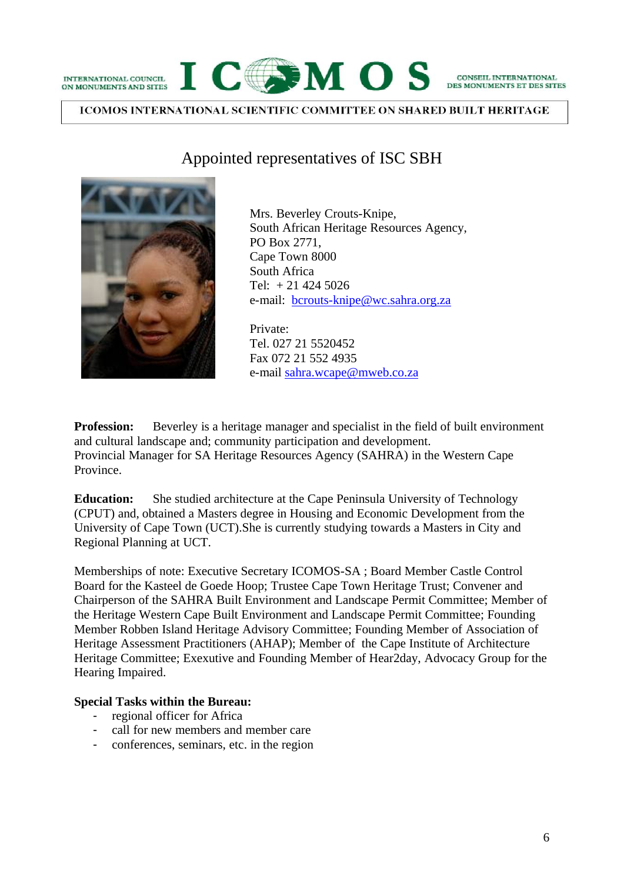INTERNATIONAL COUNCIL ON MONUMENTS AND SITES — ICOMOS — CONSEIL INTERNATIONAL DES MONUMENTS ET DES SITES

ICOMOS INTERNATIONAL SCIENTIFIC COMMITTEE ON SHARED BUILT HERITAGE

# Appointed representatives of ISC SBH

Mrs. Beverley Crouts-Knipe,
South African Heritage Resources Agency,
PO Box 2771,
Cape Town 8000
South Africa
Tel: + 21 424 5026
e-mail: bcrouts-knipe@wc.sahra.org.za

Private:
Tel. 027 21 5520452
Fax 072 21 552 4935
e-mail sahra.wcape@mweb.co.za

**Profession:** Beverley is a heritage manager and specialist in the field of built environment and cultural landscape and; community participation and development.
Provincial Manager for SA Heritage Resources Agency (SAHRA) in the Western Cape Province.

**Education:** She studied architecture at the Cape Peninsula University of Technology (CPUT) and, obtained a Masters degree in Housing and Economic Development from the University of Cape Town (UCT).She is currently studying towards a Masters in City and Regional Planning at UCT.

Memberships of note: Executive Secretary ICOMOS-SA ; Board Member Castle Control Board for the Kasteel de Goede Hoop; Trustee Cape Town Heritage Trust; Convener and Chairperson of the SAHRA Built Environment and Landscape Permit Committee; Member of the Heritage Western Cape Built Environment and Landscape Permit Committee; Founding Member Robben Island Heritage Advisory Committee; Founding Member of Association of Heritage Assessment Practitioners (AHAP); Member of the Cape Institute of Architecture Heritage Committee; Exexutive and Founding Member of Hear2day, Advocacy Group for the Hearing Impaired.

**Special Tasks within the Bureau:**

- regional officer for Africa
- call for new members and member care
- conferences, seminars, etc. in the region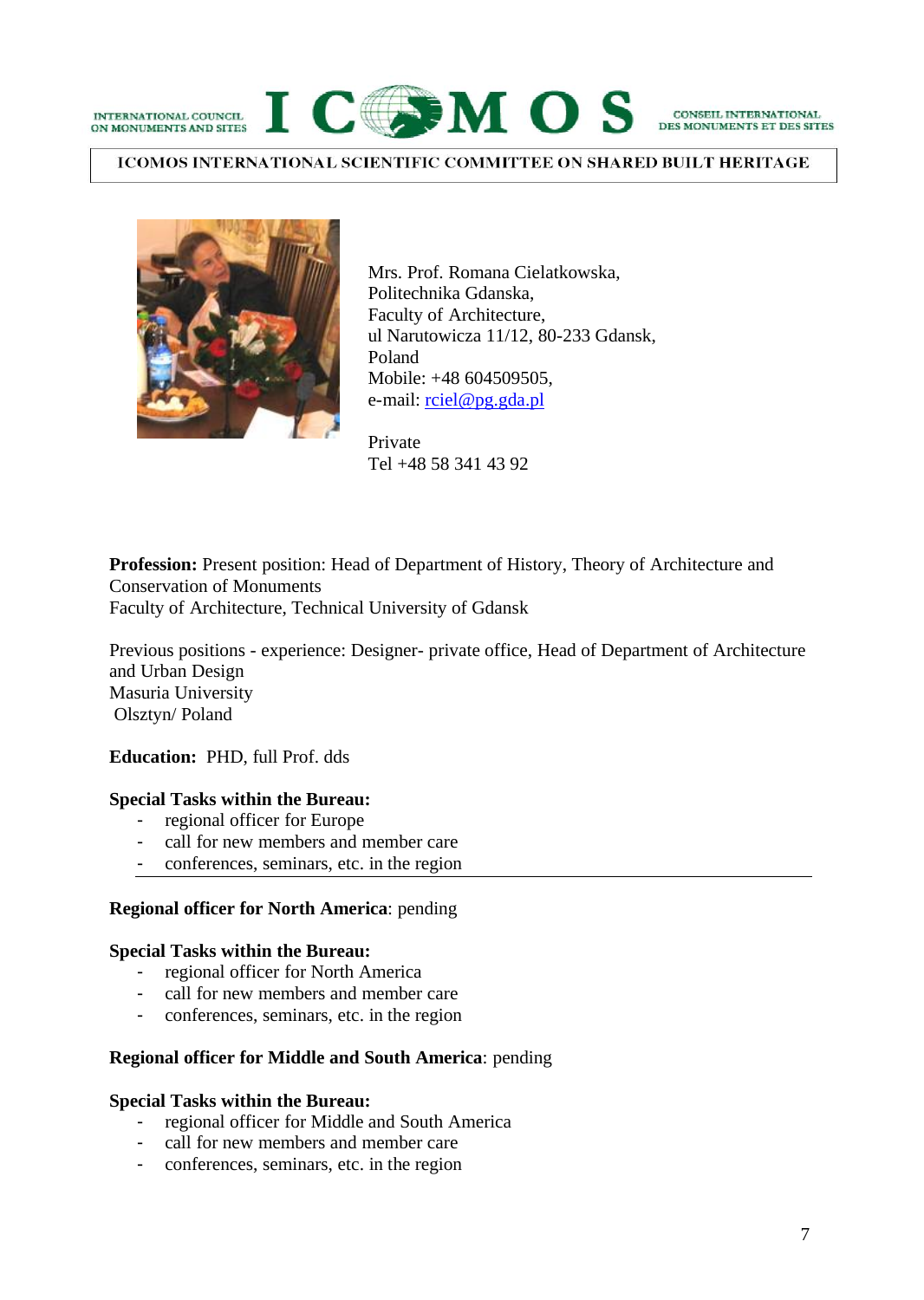INTERNATIONAL COUNCIL ON MONUMENTS AND SITES — ICOMOS — CONSEIL INTERNATIONAL DES MONUMENTS ET DES SITES

ICOMOS INTERNATIONAL SCIENTIFIC COMMITTEE ON SHARED BUILT HERITAGE

Mrs. Prof. Romana Cielatkowska,
Politechnika Gdanska,
Faculty of Architecture,
ul Narutowicza 11/12, 80-233 Gdansk,
Poland
Mobile: +48 604509505,
e-mail: rciel@pg.gda.pl

Private
Tel +48 58 341 43 92

**Profession:** Present position: Head of Department of History, Theory of Architecture and Conservation of Monuments
Faculty of Architecture, Technical University of Gdansk

Previous positions - experience: Designer- private office, Head of Department of Architecture and Urban Design
Masuria University
Olsztyn/ Poland

**Education:** PHD, full Prof. dds

**Special Tasks within the Bureau:**

- regional officer for Europe
- call for new members and member care
- conferences, seminars, etc. in the region

---

**Regional officer for North America**: pending

**Special Tasks within the Bureau:**

- regional officer for North America
- call for new members and member care
- conferences, seminars, etc. in the region

**Regional officer for Middle and South America**: pending

**Special Tasks within the Bureau:**

- regional officer for Middle and South America
- call for new members and member care
- conferences, seminars, etc. in the region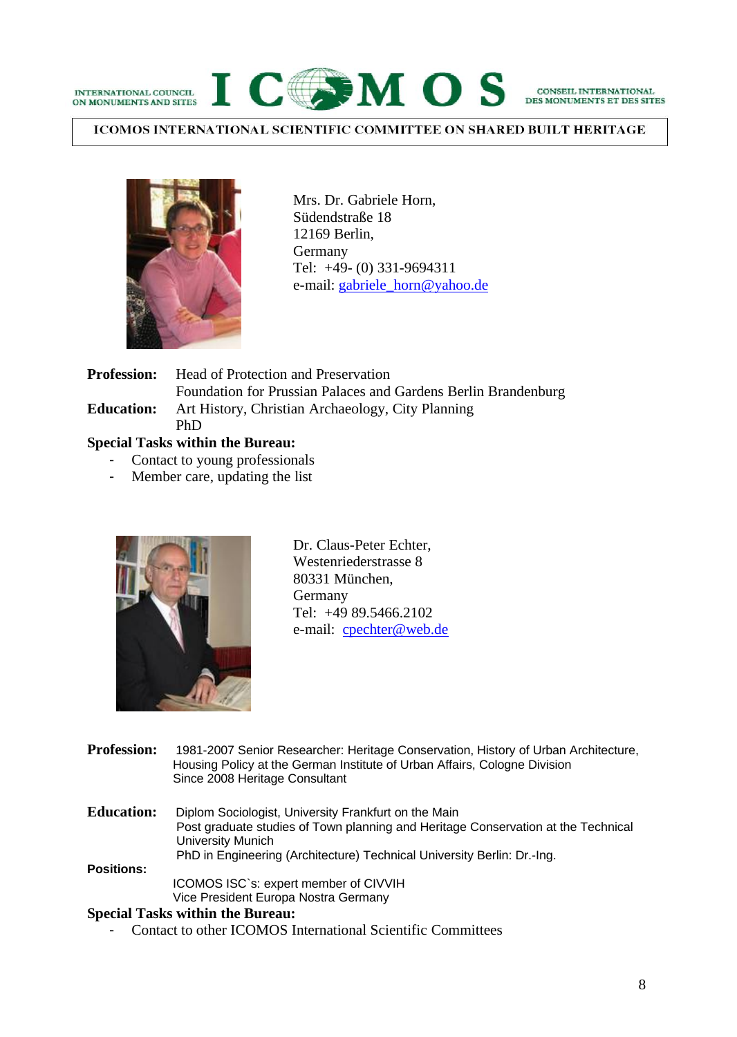Mrs. Dr. Gabriele Horn,
Südendstraße 18
12169 Berlin,
Germany
Tel: +49- (0) 331-9694311
e-mail: gabriele_horn@yahoo.de

**Profession:** Head of Protection and Preservation
Foundation for Prussian Palaces and Gardens Berlin Brandenburg

**Education:** Art History, Christian Archaeology, City Planning
PhD

**Special Tasks within the Bureau:**

- Contact to young professionals
- Member care, updating the list

Dr. Claus-Peter Echter,
Westenriederstrasse 8
80331 München,
Germany
Tel: +49 89.5466.2102
e-mail: cpechter@web.de

**Profession:** 1981-2007 Senior Researcher: Heritage Conservation, History of Urban Architecture, Housing Policy at the German Institute of Urban Affairs, Cologne Division
Since 2008 Heritage Consultant

**Education:** Diplom Sociologist, University Frankfurt on the Main
Post graduate studies of Town planning and Heritage Conservation at the Technical University Munich
PhD in Engineering (Architecture) Technical University Berlin: Dr.-Ing.

**Positions:**
ICOMOS ISC`s: expert member of CIVVIH
Vice President Europa Nostra Germany

**Special Tasks within the Bureau:**

- Contact to other ICOMOS International Scientific Committees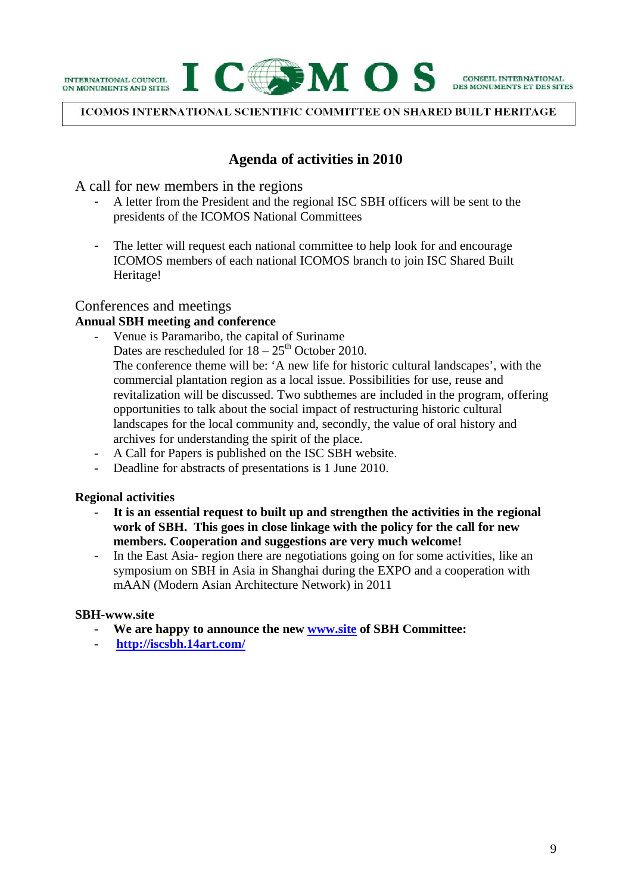INTERNATIONAL COUNCIL ON MONUMENTS AND SITES — ICOMOS — CONSEIL INTERNATIONAL DES MONUMENTS ET DES SITES

ICOMOS INTERNATIONAL SCIENTIFIC COMMITTEE ON SHARED BUILT HERITAGE

## Agenda of activities in 2010

### A call for new members in the regions

- A letter from the President and the regional ISC SBH officers will be sent to the presidents of the ICOMOS National Committees

- The letter will request each national committee to help look for and encourage ICOMOS members of each national ICOMOS branch to join ISC Shared Built Heritage!

### Conferences and meetings

**Annual SBH meeting and conference**

- Venue is Paramaribo, the capital of Suriname  
  Dates are rescheduled for 18 – 25th October 2010.  
  The conference theme will be: 'A new life for historic cultural landscapes', with the commercial plantation region as a local issue. Possibilities for use, reuse and revitalization will be discussed. Two subthemes are included in the program, offering opportunities to talk about the social impact of restructuring historic cultural landscapes for the local community and, secondly, the value of oral history and archives for understanding the spirit of the place.
- A Call for Papers is published on the ISC SBH website.
- Deadline for abstracts of presentations is 1 June 2010.

**Regional activities**

- **It is an essential request to built up and strengthen the activities in the regional work of SBH. This goes in close linkage with the policy for the call for new members. Cooperation and suggestions are very much welcome!**
- In the East Asia- region there are negotiations going on for some activities, like an symposium on SBH in Asia in Shanghai during the EXPO and a cooperation with mAAN (Modern Asian Architecture Network) in 2011

**SBH-www.site**

- **We are happy to announce the new www.site of SBH Committee:**
- **http://iscsbh.14art.com/**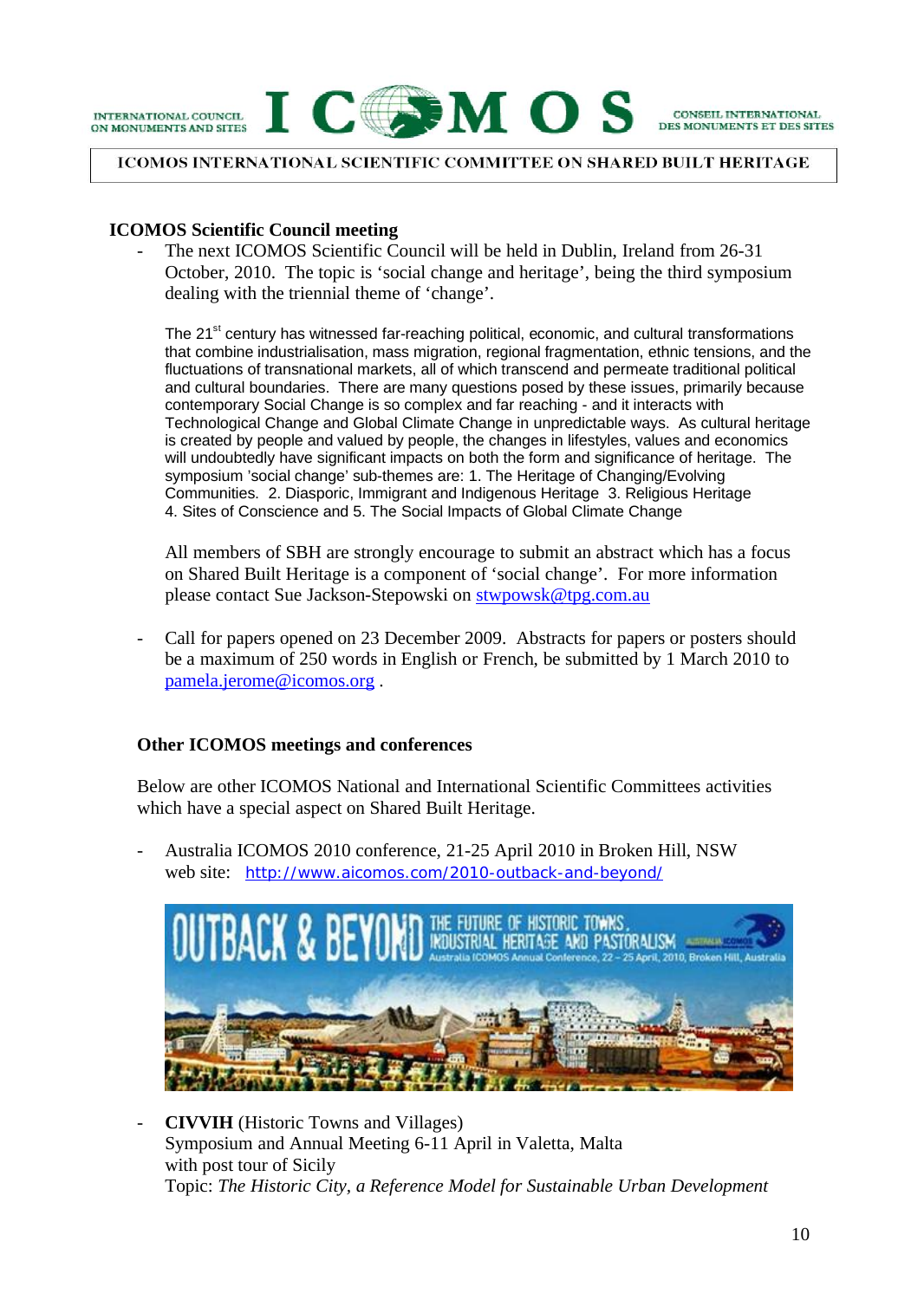ICOMOS INTERNATIONAL SCIENTIFIC COMMITTEE ON SHARED BUILT HERITAGE

**ICOMOS Scientific Council meeting**

- The next ICOMOS Scientific Council will be held in Dublin, Ireland from 26-31 October, 2010. The topic is 'social change and heritage', being the third symposium dealing with the triennial theme of 'change'.

  The 21st century has witnessed far-reaching political, economic, and cultural transformations that combine industrialisation, mass migration, regional fragmentation, ethnic tensions, and the fluctuations of transnational markets, all of which transcend and permeate traditional political and cultural boundaries. There are many questions posed by these issues, primarily because contemporary Social Change is so complex and far reaching - and it interacts with Technological Change and Global Climate Change in unpredictable ways. As cultural heritage is created by people and valued by people, the changes in lifestyles, values and economics will undoubtedly have significant impacts on both the form and significance of heritage. The symposium 'social change' sub-themes are: 1. The Heritage of Changing/Evolving Communities. 2. Diasporic, Immigrant and Indigenous Heritage 3. Religious Heritage 4. Sites of Conscience and 5. The Social Impacts of Global Climate Change

  All members of SBH are strongly encourage to submit an abstract which has a focus on Shared Built Heritage is a component of 'social change'. For more information please contact Sue Jackson-Stepowski on stwpowsk@tpg.com.au

- Call for papers opened on 23 December 2009. Abstracts for papers or posters should be a maximum of 250 words in English or French, be submitted by 1 March 2010 to pamela.jerome@icomos.org .

**Other ICOMOS meetings and conferences**

Below are other ICOMOS National and International Scientific Committees activities which have a special aspect on Shared Built Heritage.

- Australia ICOMOS 2010 conference, 21-25 April 2010 in Broken Hill, NSW
  web site: http://www.aicomos.com/2010-outback-and-beyond/

  OUTBACK & BEYOND THE FUTURE OF HISTORIC TOWNS, INDUSTRIAL HERITAGE AND PASTORALISM
  Australia ICOMOS Annual Conference, 22 – 25 April, 2010, Broken Hill, Australia

- **CIVVIH** (Historic Towns and Villages)
  Symposium and Annual Meeting 6-11 April in Valetta, Malta
  with post tour of Sicily
  Topic: *The Historic City, a Reference Model for Sustainable Urban Development*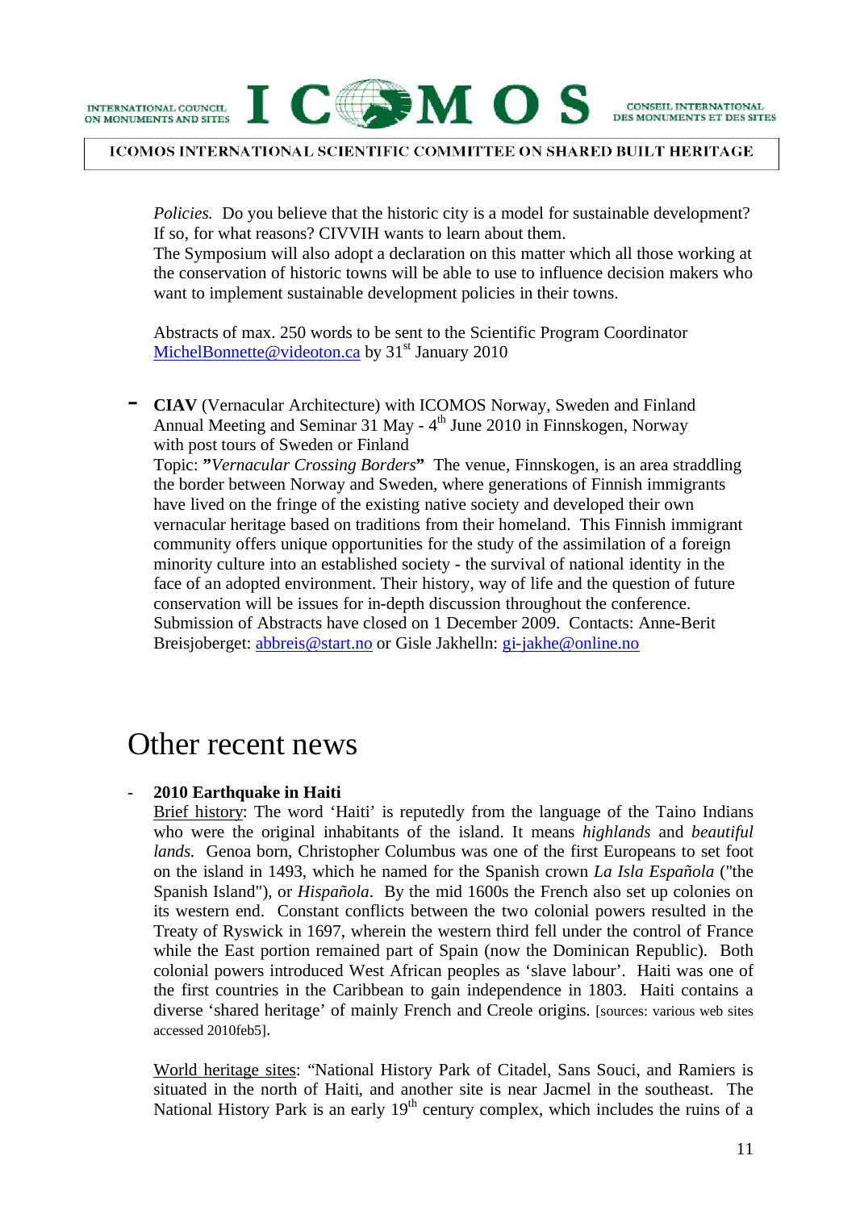*Policies.* Do you believe that the historic city is a model for sustainable development? If so, for what reasons? CIVVIH wants to learn about them.
The Symposium will also adopt a declaration on this matter which all those working at the conservation of historic towns will be able to use to influence decision makers who want to implement sustainable development policies in their towns.

Abstracts of max. 250 words to be sent to the Scientific Program Coordinator MichelBonnette@videoton.ca by 31st January 2010

- **CIAV** (Vernacular Architecture) with ICOMOS Norway, Sweden and Finland Annual Meeting and Seminar 31 May - 4th June 2010 in Finnskogen, Norway with post tours of Sweden or Finland
  Topic: **"***Vernacular Crossing Borders***"** The venue, Finnskogen, is an area straddling the border between Norway and Sweden, where generations of Finnish immigrants have lived on the fringe of the existing native society and developed their own vernacular heritage based on traditions from their homeland. This Finnish immigrant community offers unique opportunities for the study of the assimilation of a foreign minority culture into an established society - the survival of national identity in the face of an adopted environment. Their history, way of life and the question of future conservation will be issues for in-depth discussion throughout the conference. Submission of Abstracts have closed on 1 December 2009. Contacts: Anne-Berit Breisjoberget: abbreis@start.no or Gisle Jakhelln: gi-jakhe@online.no

# Other recent news

- **2010 Earthquake in Haiti**
  Brief history: The word 'Haiti' is reputedly from the language of the Taino Indians who were the original inhabitants of the island. It means *highlands* and *beautiful lands.* Genoa born, Christopher Columbus was one of the first Europeans to set foot on the island in 1493, which he named for the Spanish crown *La Isla Española* ("the Spanish Island"), or *Hispañola*. By the mid 1600s the French also set up colonies on its western end. Constant conflicts between the two colonial powers resulted in the Treaty of Ryswick in 1697, wherein the western third fell under the control of France while the East portion remained part of Spain (now the Dominican Republic). Both colonial powers introduced West African peoples as 'slave labour'. Haiti was one of the first countries in the Caribbean to gain independence in 1803. Haiti contains a diverse 'shared heritage' of mainly French and Creole origins. [sources: various web sites accessed 2010feb5].

  World heritage sites: "National History Park of Citadel, Sans Souci, and Ramiers is situated in the north of Haiti, and another site is near Jacmel in the southeast. The National History Park is an early 19th century complex, which includes the ruins of a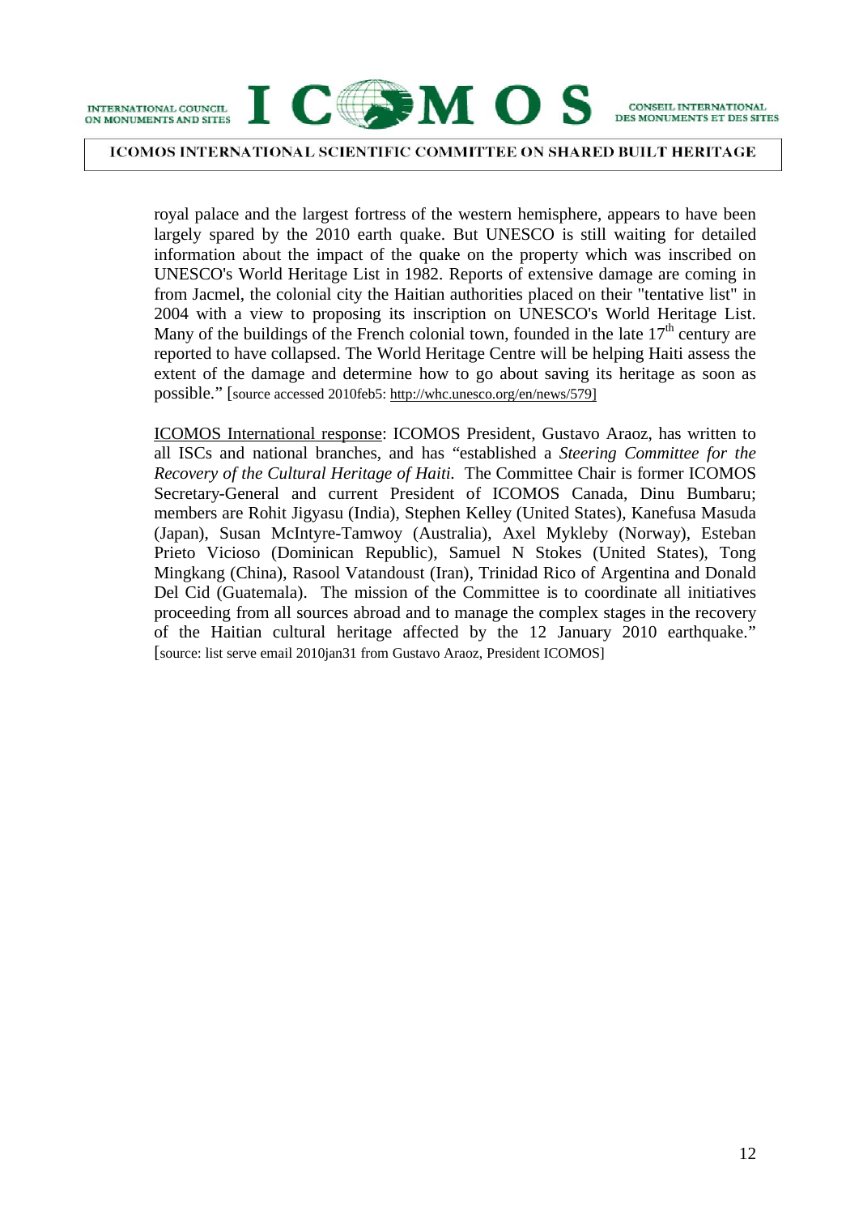royal palace and the largest fortress of the western hemisphere, appears to have been largely spared by the 2010 earth quake. But UNESCO is still waiting for detailed information about the impact of the quake on the property which was inscribed on UNESCO's World Heritage List in 1982. Reports of extensive damage are coming in from Jacmel, the colonial city the Haitian authorities placed on their "tentative list" in 2004 with a view to proposing its inscription on UNESCO's World Heritage List. Many of the buildings of the French colonial town, founded in the late 17th century are reported to have collapsed. The World Heritage Centre will be helping Haiti assess the extent of the damage and determine how to go about saving its heritage as soon as possible." [source accessed 2010feb5: http://whc.unesco.org/en/news/579]

ICOMOS International response: ICOMOS President, Gustavo Araoz, has written to all ISCs and national branches, and has "established a *Steering Committee for the Recovery of the Cultural Heritage of Haiti.* The Committee Chair is former ICOMOS Secretary-General and current President of ICOMOS Canada, Dinu Bumbaru; members are Rohit Jigyasu (India), Stephen Kelley (United States), Kanefusa Masuda (Japan), Susan McIntyre-Tamwoy (Australia), Axel Mykleby (Norway), Esteban Prieto Vicioso (Dominican Republic), Samuel N Stokes (United States), Tong Mingkang (China), Rasool Vatandoust (Iran), Trinidad Rico of Argentina and Donald Del Cid (Guatemala). The mission of the Committee is to coordinate all initiatives proceeding from all sources abroad and to manage the complex stages in the recovery of the Haitian cultural heritage affected by the 12 January 2010 earthquake." [source: list serve email 2010jan31 from Gustavo Araoz, President ICOMOS]